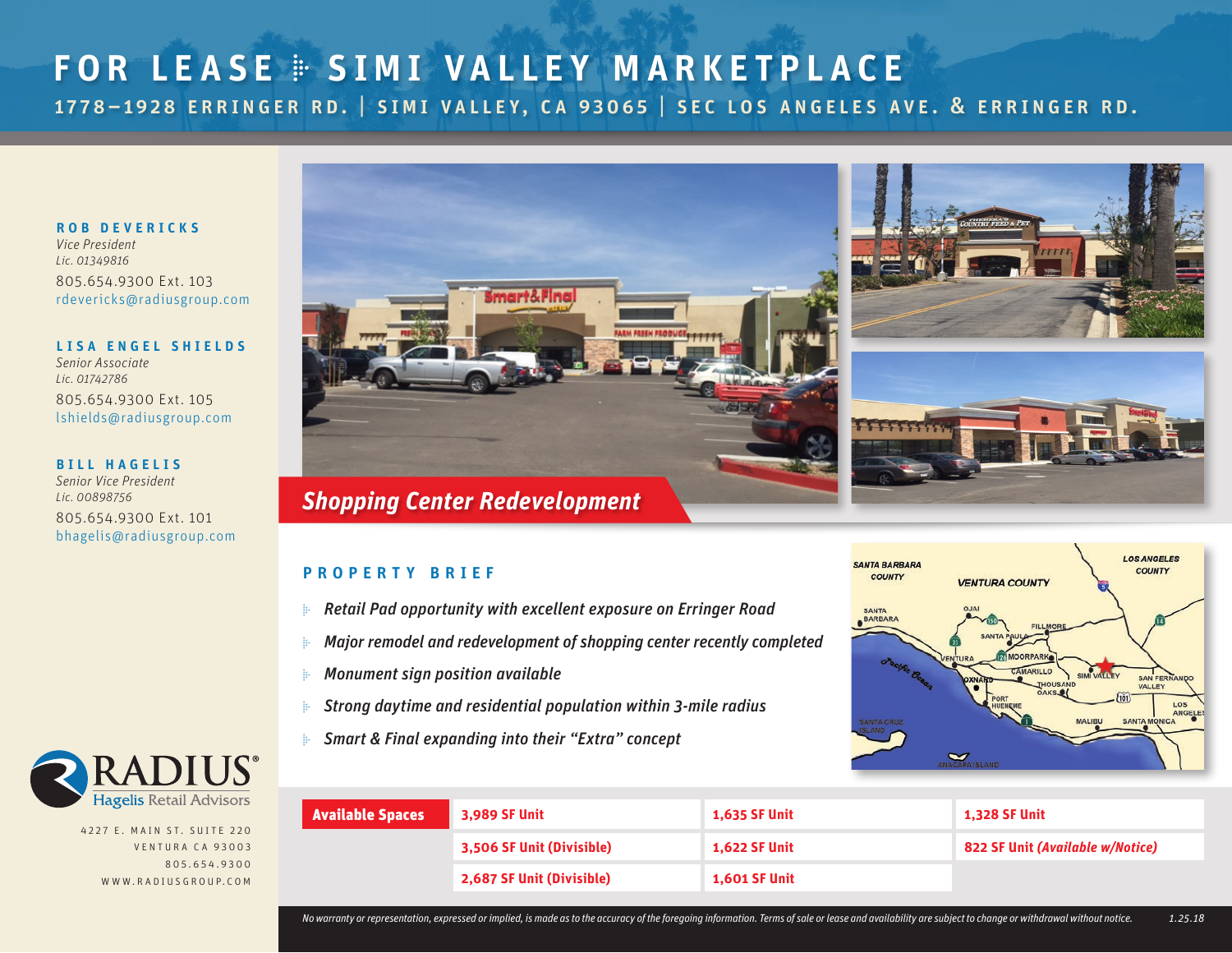# FOR LEASE : SIMI VALLEY MARKETPLACE

**1778–1928 ERRINGER RD. | SIMI VALLEY, CA 93065 | SEC LOS ANGELES AVE. & ERRINGER RD.**

**ROB DEVERICKS**
*Vice President*
*Lic. 01349816*
805.654.9300 Ext. 103
rdevericks@radiusgroup.com

**LISA ENGEL SHIELDS**
*Senior Associate*
*Lic. 01742786*
805.654.9300 Ext. 105
lshields@radiusgroup.com

**BILL HAGELIS**
*Senior Vice President*
*Lic. 00898756*
805.654.9300 Ext. 101
bhagelis@radiusgroup.com

RADIUS® Hagelis Retail Advisors

4227 E. MAIN ST. SUITE 220
VENTURA CA 93003
805.654.9300
WWW.RADIUSGROUP.COM

## *Shopping Center Redevelopment*

## PROPERTY BRIEF

- *Retail Pad opportunity with excellent exposure on Erringer Road*
- *Major remodel and redevelopment of shopping center recently completed*
- *Monument sign position available*
- *Strong daytime and residential population within 3-mile radius*
- *Smart & Final expanding into their "Extra" concept*

| **Available Spaces** | 3,989 SF Unit | 1,635 SF Unit | 1,328 SF Unit |
|---|---|---|---|
| | 3,506 SF Unit (Divisible) | 1,622 SF Unit | 822 SF Unit *(Available w/Notice)* |
| | 2,687 SF Unit (Divisible) | 1,601 SF Unit | |

*No warranty or representation, expressed or implied, is made as to the accuracy of the foregoing information. Terms of sale or lease and availability are subject to change or withdrawal without notice.* 1.25.18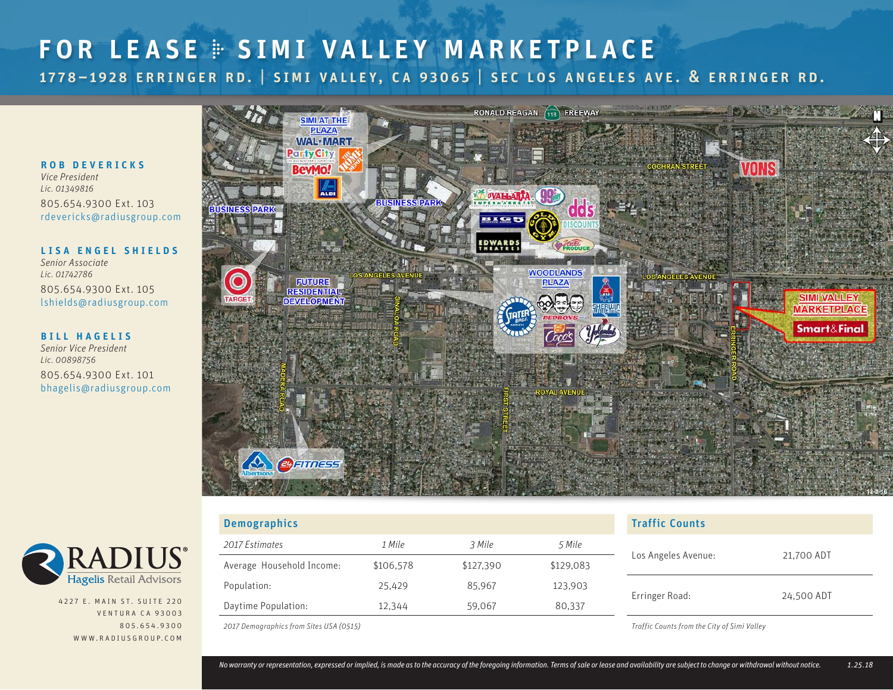# FOR LEASE : SIMI VALLEY MARKETPLACE

## 1778–1928 ERRINGER RD. | SIMI VALLEY, CA 93065 | SEC LOS ANGELES AVE. & ERRINGER RD.

**ROB DEVERICKS**
*Vice President*
*Lic. 01349816*
805.654.9300 Ext. 103
rdevericks@radiusgroup.com

**LISA ENGEL SHIELDS**
*Senior Associate*
*Lic. 01742786*
805.654.9300 Ext. 105
lshields@radiusgroup.com

**BILL HAGELIS**
*Senior Vice President*
*Lic. 00898756*
805.654.9300 Ext. 101
bhagelis@radiusgroup.com

RADIUS® Hagelis Retail Advisors
4227 E. MAIN ST. SUITE 220
VENTURA CA 93003
805.654.9300
WWW.RADIUSGROUP.COM

RONALD REAGAN 118 FREEWAY

SIMI AT THE PLAZA — WAL*MART, Party City, The Home Depot, BevMo!, ALDI

BUSINESS PARK

BUSINESS PARK

COCHRAN STREET

VONS

Vallarta Supermarkets, 99¢ Only, dd's DISCOUNTS, BIG 5, Gold's Gym, EDWARDS THEATRES, Valley Produce

TARGET

FUTURE RESIDENTIAL DEVELOPMENT

LOS ANGELES AVENUE

WOODLANDS PLAZA — Stater Bros., Pep Boys, Sherwin Williams, Coco's, Yolanda's

LOS ANGELES AVENUE

SIMI VALLEY MARKETPLACE — Smart&Final

SINALOA ROAD

ERRINGER ROAD

MADERA ROAD

FIRST STREET

ROYAL AVENUE

Albertsons, 24 Hour Fitness

## Demographics

| *2017 Estimates* | *1 Mile* | *3 Mile* | *5 Mile* |
|---|---|---|---|
| Average Household Income: | $106,578 | $127,390 | $129,083 |
| Population: | 25,429 | 85,967 | 123,903 |
| Daytime Population: | 12,344 | 59,067 | 80,337 |

*2017 Demographics from Sites USA (0515)*

## Traffic Counts

| | |
|---|---|
| Los Angeles Avenue: | 21,700 ADT |
| Erringer Road: | 24,500 ADT |

*Traffic Counts from the City of Simi Valley*

*No warranty or representation, expressed or implied, is made as to the accuracy of the foregoing information. Terms of sale or lease and availability are subject to change or withdrawal without notice.* *1.25.18*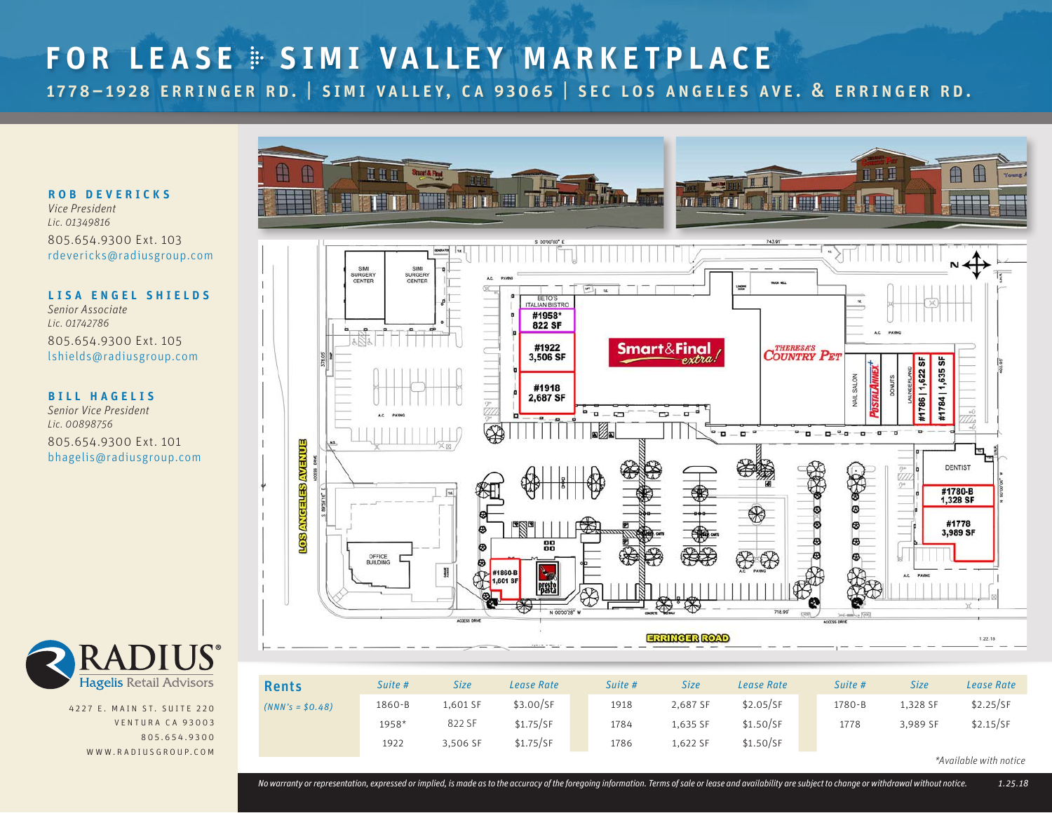# FOR LEASE SIMI VALLEY MARKETPLACE

## 1778–1928 ERRINGER RD. | SIMI VALLEY, CA 93065 | SEC LOS ANGELES AVE. & ERRINGER RD.

**ROB DEVERICKS**
*Vice President*
*Lic. 01349816*
805.654.9300 Ext. 103
rdevericks@radiusgroup.com

**LISA ENGEL SHIELDS**
*Senior Associate*
*Lic. 01742786*
805.654.9300 Ext. 105
lshields@radiusgroup.com

**BILL HAGELIS**
*Senior Vice President*
*Lic. 00898756*
805.654.9300 Ext. 101
bhagelis@radiusgroup.com

RADIUS®
Hagelis Retail Advisors

4227 E. MAIN ST. SUITE 220
VENTURA CA 93003
805.654.9300
WWW.RADIUSGROUP.COM

SIMI SURGERY CENTER
SIMI SURGERY CENTER
BETO'S ITALIAN BISTRO
#1958* 822 SF
#1922 3,506 SF
#1918 2,687 SF
Smart&Final extra!
THERESA'S COUNTRY PET
NAIL SALON
POSTAL ANNEX+
DONUTS
LAUNDERLAND
#1786 | 1,622 SF
#1784 | 1,635 SF
DENTIST
#1780-B 1,328 SF
#1778 3,989 SF
OFFICE BUILDING
#1860-B 1,601 SF
presto pasta
LOS ANGELES AVENUE
ERRINGER ROAD

| Rents (NNN's = $0.48) | Suite # | Size | Lease Rate | Suite # | Size | Lease Rate | Suite # | Size | Lease Rate |
|---|---|---|---|---|---|---|---|---|---|
| | 1860-B | 1,601 SF | $3.00/SF | 1918 | 2,687 SF | $2.05/SF | 1780-B | 1,328 SF | $2.25/SF |
| | 1958* | 822 SF | $1.75/SF | 1784 | 1,635 SF | $1.50/SF | 1778 | 3,989 SF | $2.15/SF |
| | 1922 | 3,506 SF | $1.75/SF | 1786 | 1,622 SF | $1.50/SF | | | |

*\*Available with notice*

*No warranty or representation, expressed or implied, is made as to the accuracy of the foregoing information. Terms of sale or lease and availability are subject to change or withdrawal without notice.* 1.25.18